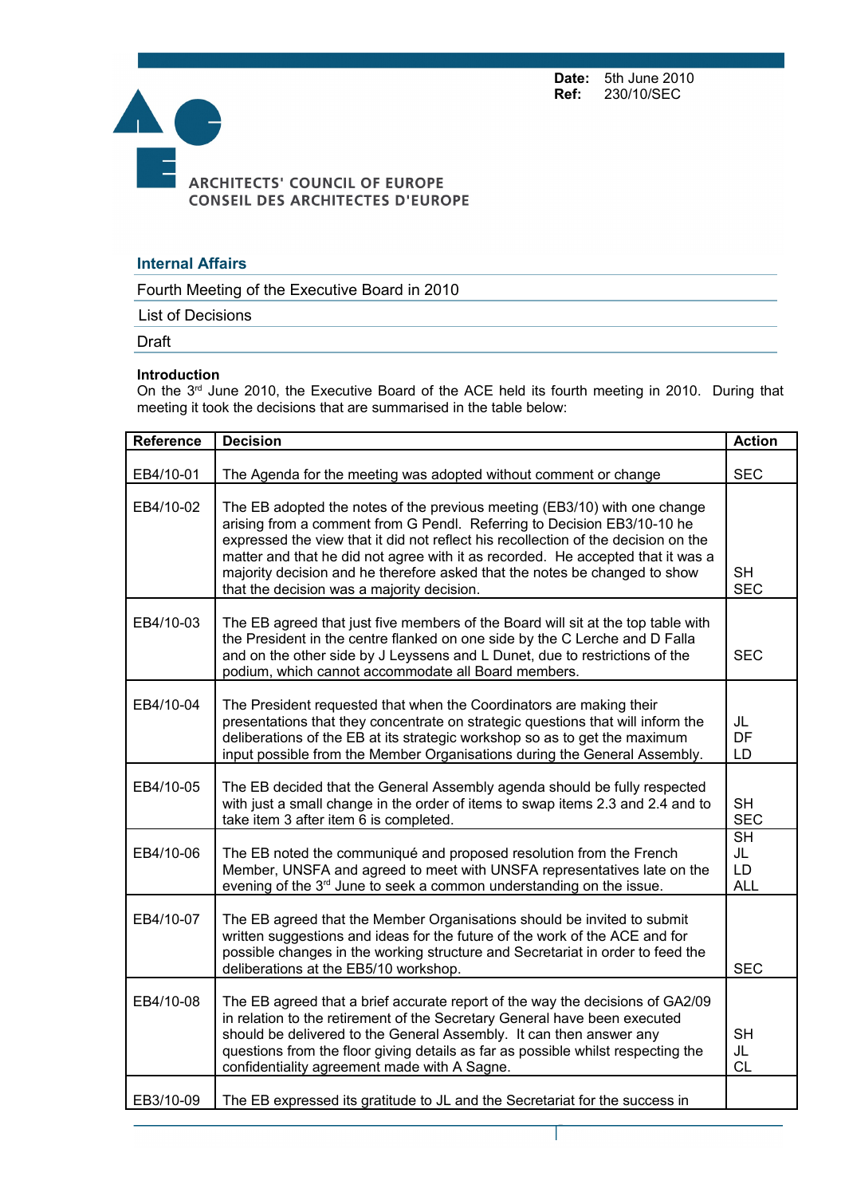**Date:** 5th June 2010
**Ref:** 230/10/SEC

ARCHITECTS' COUNCIL OF EUROPE
CONSEIL DES ARCHITECTES D'EUROPE

## Internal Affairs

Fourth Meeting of the Executive Board in 2010

List of Decisions

Draft

**Introduction**
On the 3rd June 2010, the Executive Board of the ACE held its fourth meeting in 2010. During that meeting it took the decisions that are summarised in the table below:

| Reference | Decision | Action |
|---|---|---|
| EB4/10-01 | The Agenda for the meeting was adopted without comment or change | SEC |
| EB4/10-02 | The EB adopted the notes of the previous meeting (EB3/10) with one change arising from a comment from G Pendl. Referring to Decision EB3/10-10 he expressed the view that it did not reflect his recollection of the decision on the matter and that he did not agree with it as recorded. He accepted that it was a majority decision and he therefore asked that the notes be changed to show that the decision was a majority decision. | SH SEC |
| EB4/10-03 | The EB agreed that just five members of the Board will sit at the top table with the President in the centre flanked on one side by the C Lerche and D Falla and on the other side by J Leyssens and L Dunet, due to restrictions of the podium, which cannot accommodate all Board members. | SEC |
| EB4/10-04 | The President requested that when the Coordinators are making their presentations that they concentrate on strategic questions that will inform the deliberations of the EB at its strategic workshop so as to get the maximum input possible from the Member Organisations during the General Assembly. | JL DF LD |
| EB4/10-05 | The EB decided that the General Assembly agenda should be fully respected with just a small change in the order of items to swap items 2.3 and 2.4 and to take item 3 after item 6 is completed. | SH SEC |
| EB4/10-06 | The EB noted the communiqué and proposed resolution from the French Member, UNSFA and agreed to meet with UNSFA representatives late on the evening of the 3rd June to seek a common understanding on the issue. | SH JL LD ALL |
| EB4/10-07 | The EB agreed that the Member Organisations should be invited to submit written suggestions and ideas for the future of the work of the ACE and for possible changes in the working structure and Secretariat in order to feed the deliberations at the EB5/10 workshop. | SEC |
| EB4/10-08 | The EB agreed that a brief accurate report of the way the decisions of GA2/09 in relation to the retirement of the Secretary General have been executed should be delivered to the General Assembly. It can then answer any questions from the floor giving details as far as possible whilst respecting the confidentiality agreement made with A Sagne. | SH JL CL |
| EB3/10-09 | The EB expressed its gratitude to JL and the Secretariat for the success in | |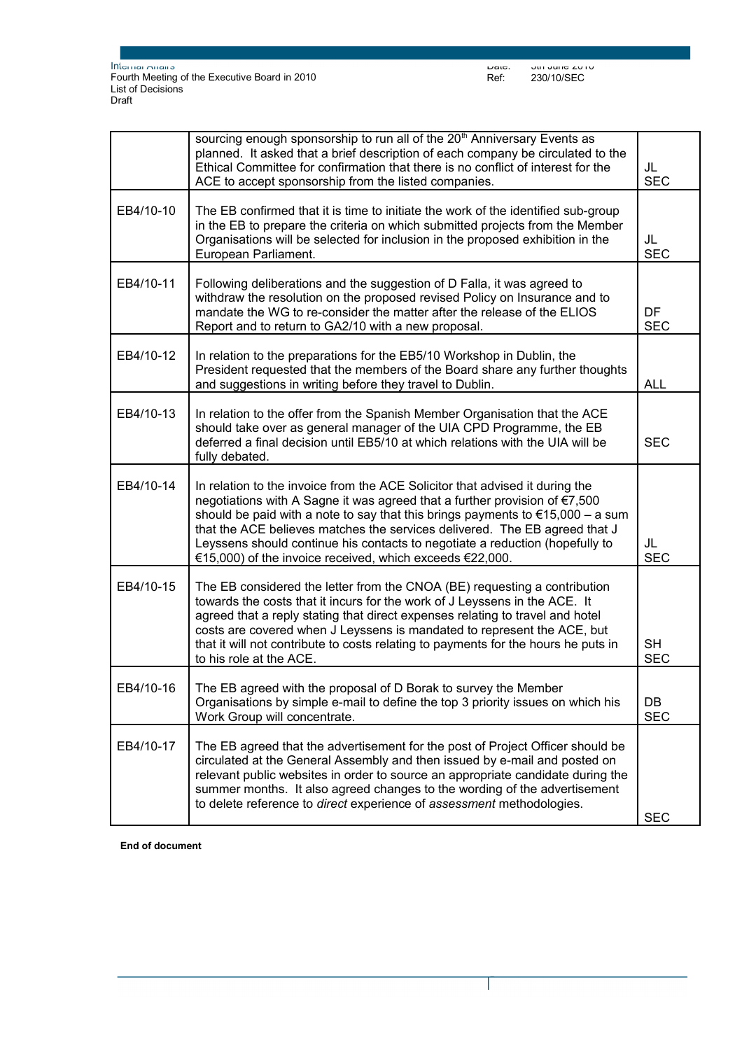| | | |
|---|---|---|
| | sourcing enough sponsorship to run all of the 20th Anniversary Events as planned. It asked that a brief description of each company be circulated to the Ethical Committee for confirmation that there is no conflict of interest for the ACE to accept sponsorship from the listed companies. | JL SEC |
| EB4/10-10 | The EB confirmed that it is time to initiate the work of the identified sub-group in the EB to prepare the criteria on which submitted projects from the Member Organisations will be selected for inclusion in the proposed exhibition in the European Parliament. | JL SEC |
| EB4/10-11 | Following deliberations and the suggestion of D Falla, it was agreed to withdraw the resolution on the proposed revised Policy on Insurance and to mandate the WG to re-consider the matter after the release of the ELIOS Report and to return to GA2/10 with a new proposal. | DF SEC |
| EB4/10-12 | In relation to the preparations for the EB5/10 Workshop in Dublin, the President requested that the members of the Board share any further thoughts and suggestions in writing before they travel to Dublin. | ALL |
| EB4/10-13 | In relation to the offer from the Spanish Member Organisation that the ACE should take over as general manager of the UIA CPD Programme, the EB deferred a final decision until EB5/10 at which relations with the UIA will be fully debated. | SEC |
| EB4/10-14 | In relation to the invoice from the ACE Solicitor that advised it during the negotiations with A Sagne it was agreed that a further provision of €7,500 should be paid with a note to say that this brings payments to €15,000 – a sum that the ACE believes matches the services delivered. The EB agreed that J Leyssens should continue his contacts to negotiate a reduction (hopefully to €15,000) of the invoice received, which exceeds €22,000. | JL SEC |
| EB4/10-15 | The EB considered the letter from the CNOA (BE) requesting a contribution towards the costs that it incurs for the work of J Leyssens in the ACE. It agreed that a reply stating that direct expenses relating to travel and hotel costs are covered when J Leyssens is mandated to represent the ACE, but that it will not contribute to costs relating to payments for the hours he puts in to his role at the ACE. | SH SEC |
| EB4/10-16 | The EB agreed with the proposal of D Borak to survey the Member Organisations by simple e-mail to define the top 3 priority issues on which his Work Group will concentrate. | DB SEC |
| EB4/10-17 | The EB agreed that the advertisement for the post of Project Officer should be circulated at the General Assembly and then issued by e-mail and posted on relevant public websites in order to source an appropriate candidate during the summer months. It also agreed changes to the wording of the advertisement to delete reference to *direct* experience of *assessment* methodologies. | SEC |

**End of document**